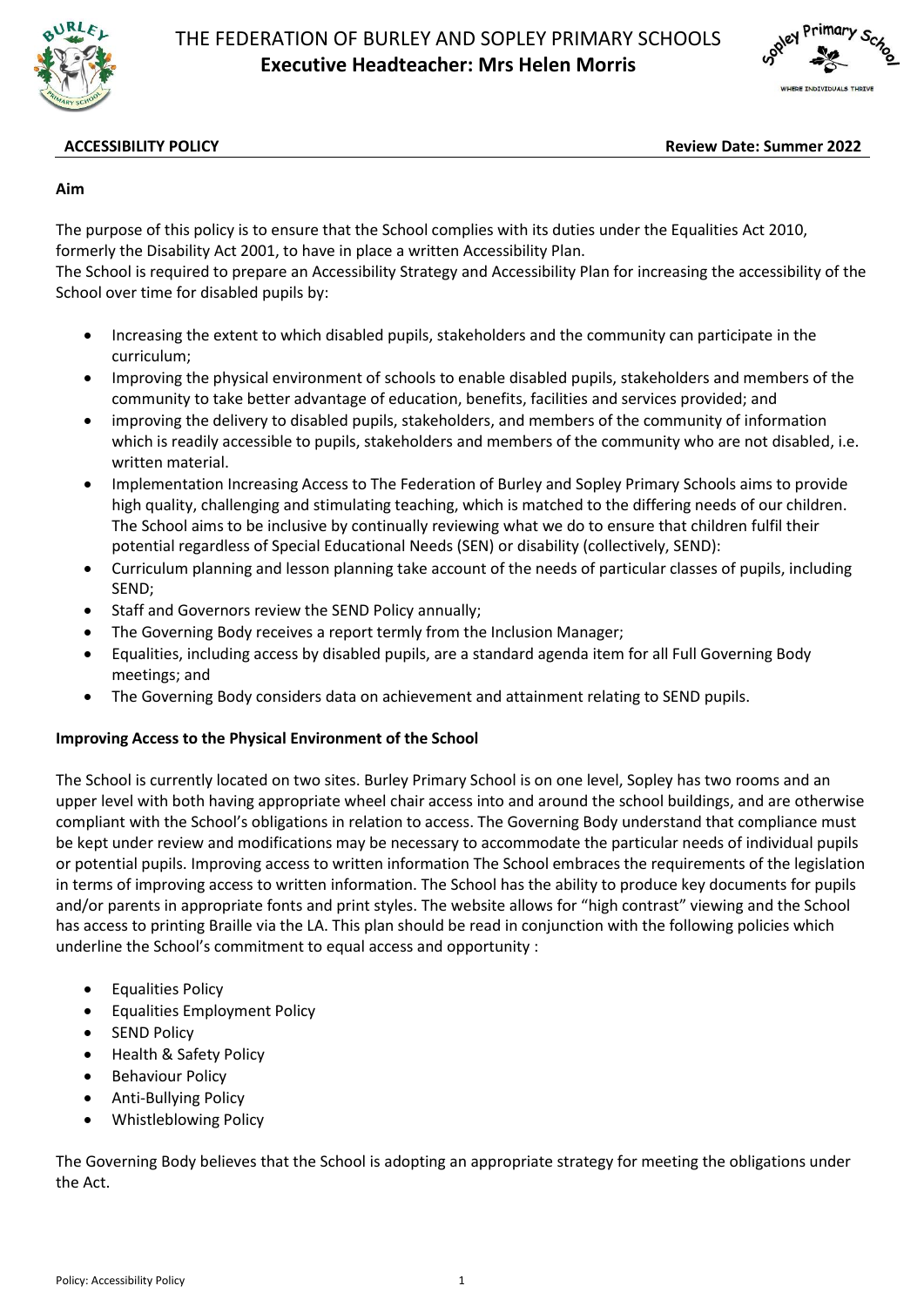# THE FEDERATION OF BURLEY AND SOPLEY PRIMARY SCHOOLS

**Executive Headteacher: Mrs Helen Morris**

**ACCESSIBILITY POLICY** **Review Date: Summer 2022**

**Aim**

The purpose of this policy is to ensure that the School complies with its duties under the Equalities Act 2010, formerly the Disability Act 2001, to have in place a written Accessibility Plan.
The School is required to prepare an Accessibility Strategy and Accessibility Plan for increasing the accessibility of the School over time for disabled pupils by:

- Increasing the extent to which disabled pupils, stakeholders and the community can participate in the curriculum;
- Improving the physical environment of schools to enable disabled pupils, stakeholders and members of the community to take better advantage of education, benefits, facilities and services provided; and
- improving the delivery to disabled pupils, stakeholders, and members of the community of information which is readily accessible to pupils, stakeholders and members of the community who are not disabled, i.e. written material.
- Implementation Increasing Access to The Federation of Burley and Sopley Primary Schools aims to provide high quality, challenging and stimulating teaching, which is matched to the differing needs of our children. The School aims to be inclusive by continually reviewing what we do to ensure that children fulfil their potential regardless of Special Educational Needs (SEN) or disability (collectively, SEND):
- Curriculum planning and lesson planning take account of the needs of particular classes of pupils, including SEND;
- Staff and Governors review the SEND Policy annually;
- The Governing Body receives a report termly from the Inclusion Manager;
- Equalities, including access by disabled pupils, are a standard agenda item for all Full Governing Body meetings; and
- The Governing Body considers data on achievement and attainment relating to SEND pupils.

**Improving Access to the Physical Environment of the School**

The School is currently located on two sites. Burley Primary School is on one level, Sopley has two rooms and an upper level with both having appropriate wheel chair access into and around the school buildings, and are otherwise compliant with the School's obligations in relation to access. The Governing Body understand that compliance must be kept under review and modifications may be necessary to accommodate the particular needs of individual pupils or potential pupils. Improving access to written information The School embraces the requirements of the legislation in terms of improving access to written information. The School has the ability to produce key documents for pupils and/or parents in appropriate fonts and print styles. The website allows for "high contrast" viewing and the School has access to printing Braille via the LA. This plan should be read in conjunction with the following policies which underline the School's commitment to equal access and opportunity :

- Equalities Policy
- Equalities Employment Policy
- SEND Policy
- Health & Safety Policy
- Behaviour Policy
- Anti-Bullying Policy
- Whistleblowing Policy

The Governing Body believes that the School is adopting an appropriate strategy for meeting the obligations under the Act.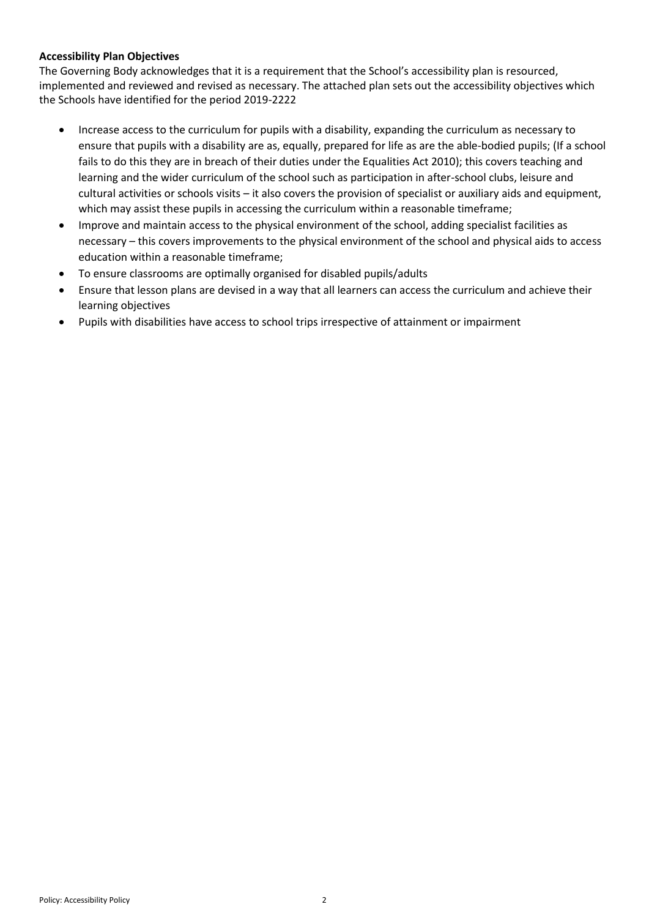**Accessibility Plan Objectives**

The Governing Body acknowledges that it is a requirement that the School's accessibility plan is resourced, implemented and reviewed and revised as necessary. The attached plan sets out the accessibility objectives which the Schools have identified for the period 2019-2222

- Increase access to the curriculum for pupils with a disability, expanding the curriculum as necessary to ensure that pupils with a disability are as, equally, prepared for life as are the able-bodied pupils; (If a school fails to do this they are in breach of their duties under the Equalities Act 2010); this covers teaching and learning and the wider curriculum of the school such as participation in after-school clubs, leisure and cultural activities or schools visits – it also covers the provision of specialist or auxiliary aids and equipment, which may assist these pupils in accessing the curriculum within a reasonable timeframe;
- Improve and maintain access to the physical environment of the school, adding specialist facilities as necessary – this covers improvements to the physical environment of the school and physical aids to access education within a reasonable timeframe;
- To ensure classrooms are optimally organised for disabled pupils/adults
- Ensure that lesson plans are devised in a way that all learners can access the curriculum and achieve their learning objectives
- Pupils with disabilities have access to school trips irrespective of attainment or impairment